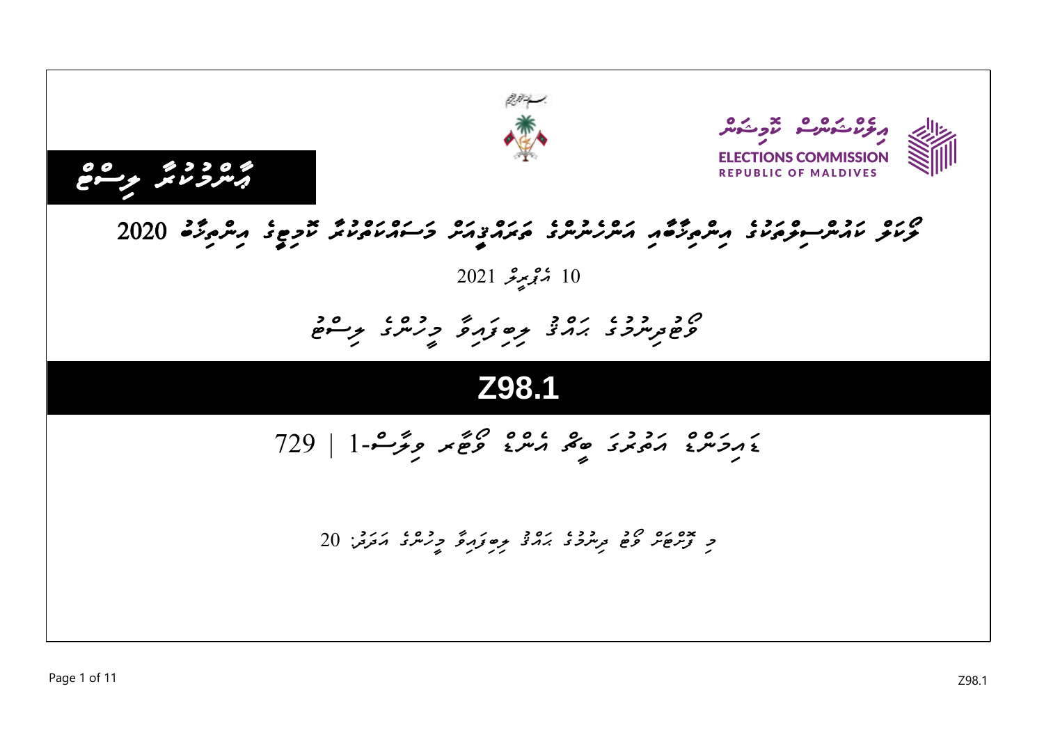بسم الله الرحمن الرحيم

 އިލެކްޝަންސް ކޮމިޝަން

ELECTIONS COMMISSION
REPUBLIC OF MALDIVES

# އަންގުވަނީ ލިސްޓް

## ލޯކަލް ކައުންސިލްތަކުގެ އިންތިޚާބާއި އަންހެނުންގެތަރައްޤީއަށް މަސައްކަތްކުރާ ކޮމިޓީގެ އިންތިޚާބު 2020

10 އޮގަސްޓް 2021

### ވޯޓުދިނުމުގެ ހައްޤު ލިބިފައިވާ މީހުންގެ ލިސްޓު

# Z98.1

## ގައިމަންޓު އަލްތަރަފް ބޮޑު އުންނު ވޯޓަރ ލިޔާސާ-1 | 729

މި ފޮށްޓަށް ވޯޓު ދިނުމުގެ ހައްޤު ލިބިފައިވާ މީހުންގެ އަދަދު: 20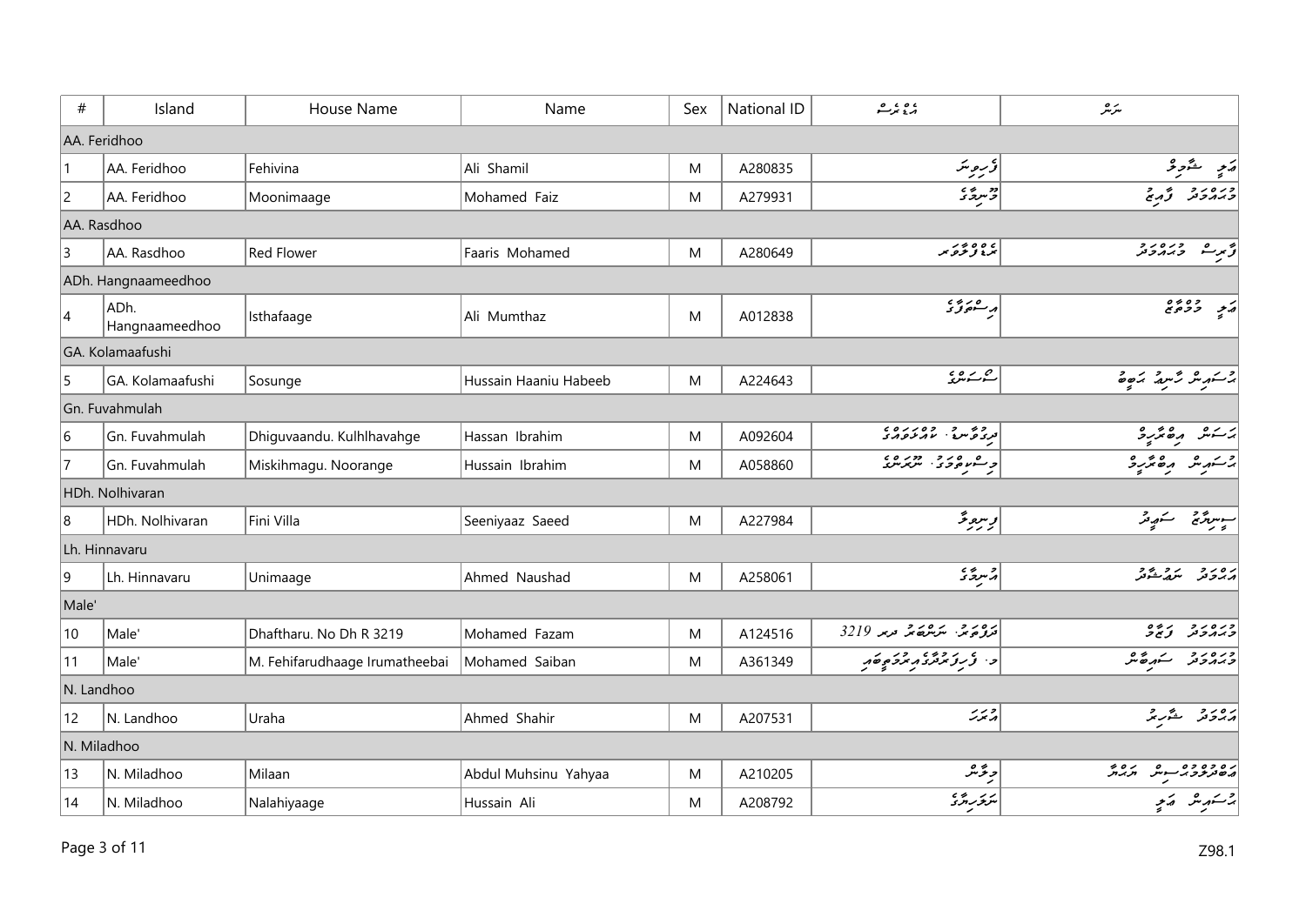| # | Island | House Name | Name | Sex | National ID | ގެއުގެ ނަން | ނަން |
|---|---|---|---|---|---|---|---|
| AA. Feridhoo | | | | | | | |
| 1 | AA. Feridhoo | Fehivina | Ali Shamil | M | A280835 | ފެހިވިނަ | ޢަލީ ޝާމިލް |
| 2 | AA. Feridhoo | Moonimaage | Mohamed Faiz | M | A279931 | މޫނިމާގެ | މުޙައްމަދު ފާއިޒް |
| AA. Rasdhoo | | | | | | | |
| 3 | AA. Rasdhoo | Red Flower | Faaris Mohamed | M | A280649 | ރެޑްފްލަވަރ | ފާރިސް މުޙައްމަދު |
| ADh. Hangnaameedhoo | | | | | | | |
| 4 | ADh. Hangnaameedhoo | Isthafaage | Ali Mumthaz | M | A012838 | އިސްތަފާގެ | ޢަލީ މުމްތާޒް |
| GA. Kolamaafushi | | | | | | | |
| 5 | GA. Kolamaafushi | Sosunge | Hussain Haaniu Habeeb | M | A224643 | ސޮސުންގެ | ހުސައިން ހާނިއު ހަބީބު |
| Gn. Fuvahmulah | | | | | | | |
| 6 | Gn. Fuvahmulah | Dhiguvaandu. Kulhlhavahge | Hassan Ibrahim | M | A092604 | ދިގުވާންޑު. ކުޅުއްލަވައްގެ | ހަސަން އިބްރާހީމް |
| 7 | Gn. Fuvahmulah | Miskihmagu. Noorange | Hussain Ibrahim | M | A058860 | މިސްކިއްމަގު. ނޫރަންގެ | ހުސައިން އިބްރާހީމް |
| HDh. Nolhivaran | | | | | | | |
| 8 | HDh. Nolhivaran | Fini Villa | Seeniyaaz Saeed | M | A227984 | ފިނިވިލާ | ސީނިޔާޒް ސަޢީދު |
| Lh. Hinnavaru | | | | | | | |
| 9 | Lh. Hinnavaru | Unimaage | Ahmed Naushad | M | A258061 | އުނިމާގެ | އަޙްމަދު ނައުޝާދު |
| Male' | | | | | | | |
| 10 | Male' | Dhaftharu. No Dh R 3219 | Mohamed Fazam | M | A124516 | ދަފްތަރު. ނަންބަރު ދރ 3219 | މުޙައްމަދު ފަޒާމް |
| 11 | Male' | M. Fehifarudhaage Irumatheebai | Mohamed Saiban | M | A361349 | މ. ފެހިފަރުދާގެ އިރުމަތީބައި | މުޙައްމަދު ސައިބާން |
| N. Landhoo | | | | | | | |
| 12 | N. Landhoo | Uraha | Ahmed Shahir | M | A207531 | އުރަހަ | އަޙްމަދު ޝާހިރު |
| N. Miladhoo | | | | | | | |
| 13 | N. Miladhoo | Milaan | Abdul Muhsinu Yahyaa | M | A210205 | މިލާން | ޢަބްދުލްމުޙްސިނު ޔަޙްޔާ |
| 14 | N. Miladhoo | Nalahiyaage | Hussain Ali | M | A208792 | ނަލަހިޔާގެ | ހުސައިން ޢަލީ |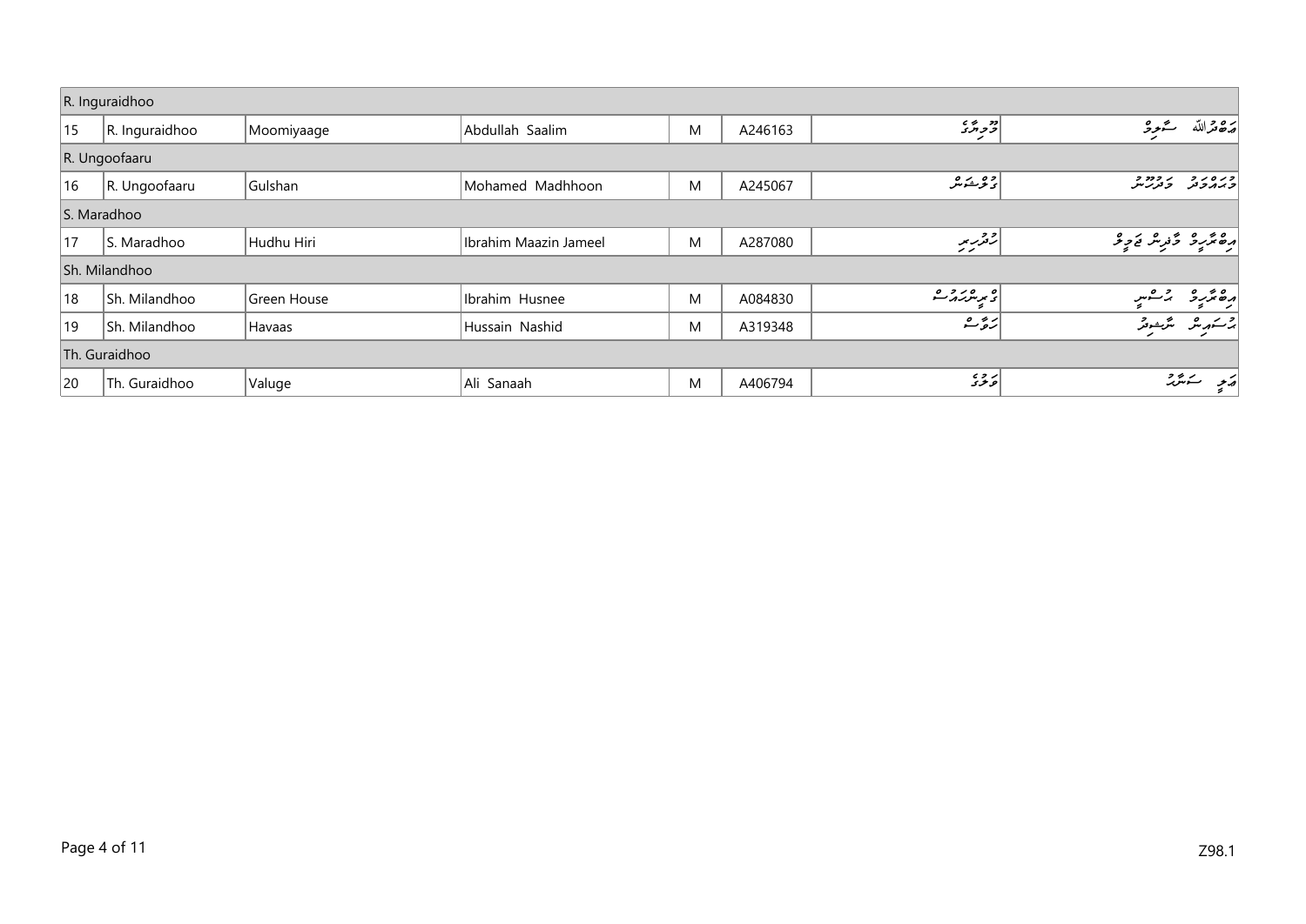| R. Inguraidhoo | | | | | | | |
|---|---|---|---|---|---|---|---|
| 15 | R. Inguraidhoo | Moomiyaage | Abdullah Saalim | M | A246163 | ވުމިޔާގެ | އަބްދުﷲ ސާލިމް |
| R. Ungoofaaru | | | | | | | |
| 16 | R. Ungoofaaru | Gulshan | Mohamed Madhhoon | M | A245067 | ގުލްޝަން | މުޙައްމަދު މަދްހޫން |
| S. Maradhoo | | | | | | | |
| 17 | S. Maradhoo | Hudhu Hiri | Ibrahim Maazin Jameel | M | A287080 |ހުދުހިރި | އިބްރާހީމް މާޒިން ޖަމީލް |
| Sh. Milandhoo | | | | | | | |
| 18 | Sh. Milandhoo | Green House | Ibrahim Husnee | M | A084830 | ގްރީންހައުސް | އިބްރާހީމް ހުސްނީ |
| 19 | Sh. Milandhoo | Havaas | Hussain Nashid | M | A319348 | ހަވާސް | ހުސައިން ނާޝިދު |
| Th. Guraidhoo | | | | | | | |
| 20 | Th. Guraidhoo | Valuge | Ali Sanaah | M | A406794 | ވަލުގެ | އަލި ސަނާހު |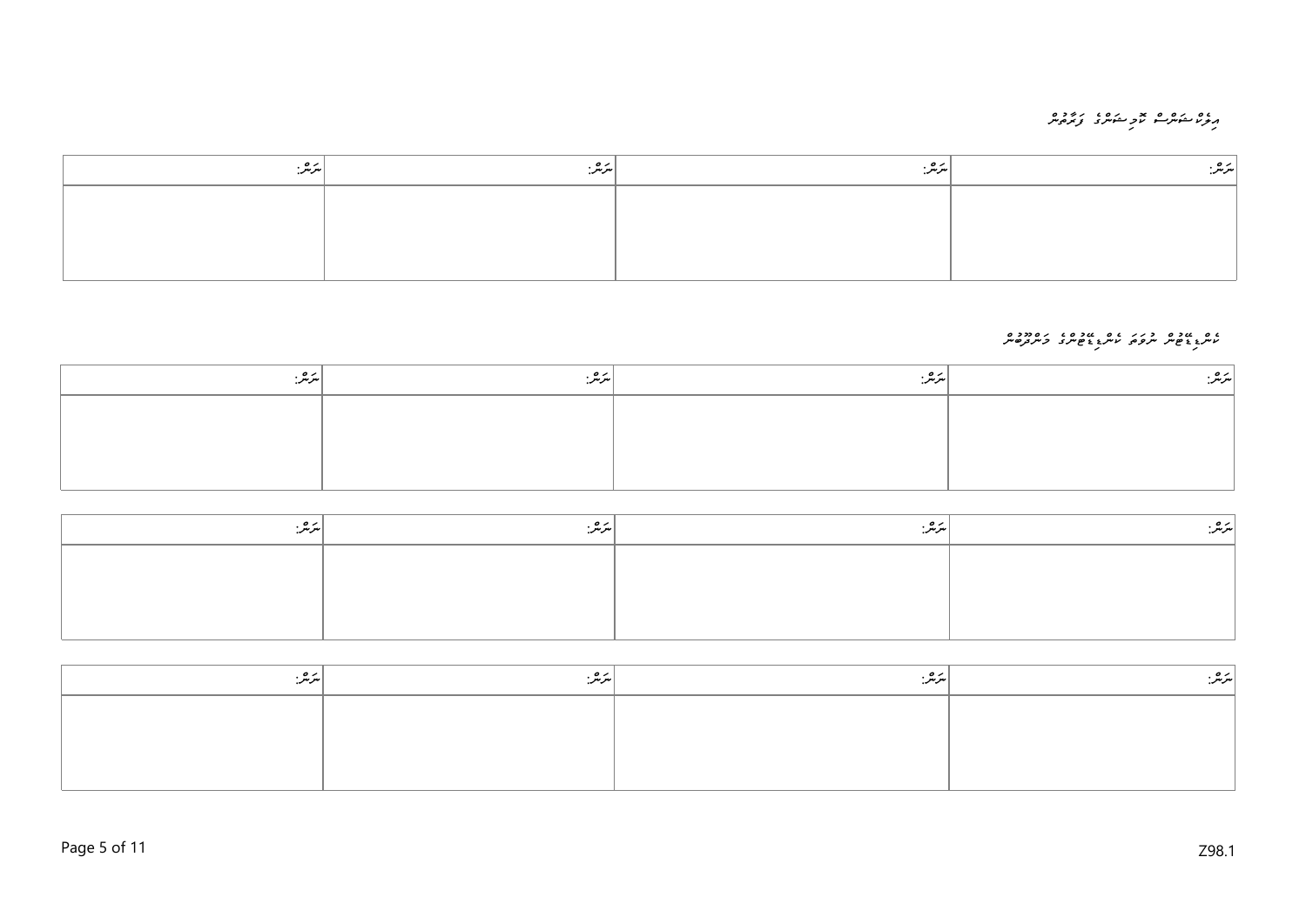# އިވެންސަރަސް ކޮމިސަރުގެ ފަރާތުން

| ނަންބަރު: | ނަންބަރު: | ނަންބަރު: | ނަންބަރު: |
|---|---|---|---|
| | | | |

## ކުންފުނީގެ ނަމަކާ ކުންފުނީގެ މަސްއޫލުން

| ނަންބަރު: | ނަންބަރު: | ނަންބަރު: | ނަންބަރު: |
|---|---|---|---|
| | | | |

| ނަންބަރު: | ނަންބަރު: | ނަންބަރު: | ނަންބަރު: |
|---|---|---|---|
| | | | |

| ނަންބަރު: | ނަންބަރު: | ނަންބަރު: | ނަންބަރު: |
|---|---|---|---|
| | | | |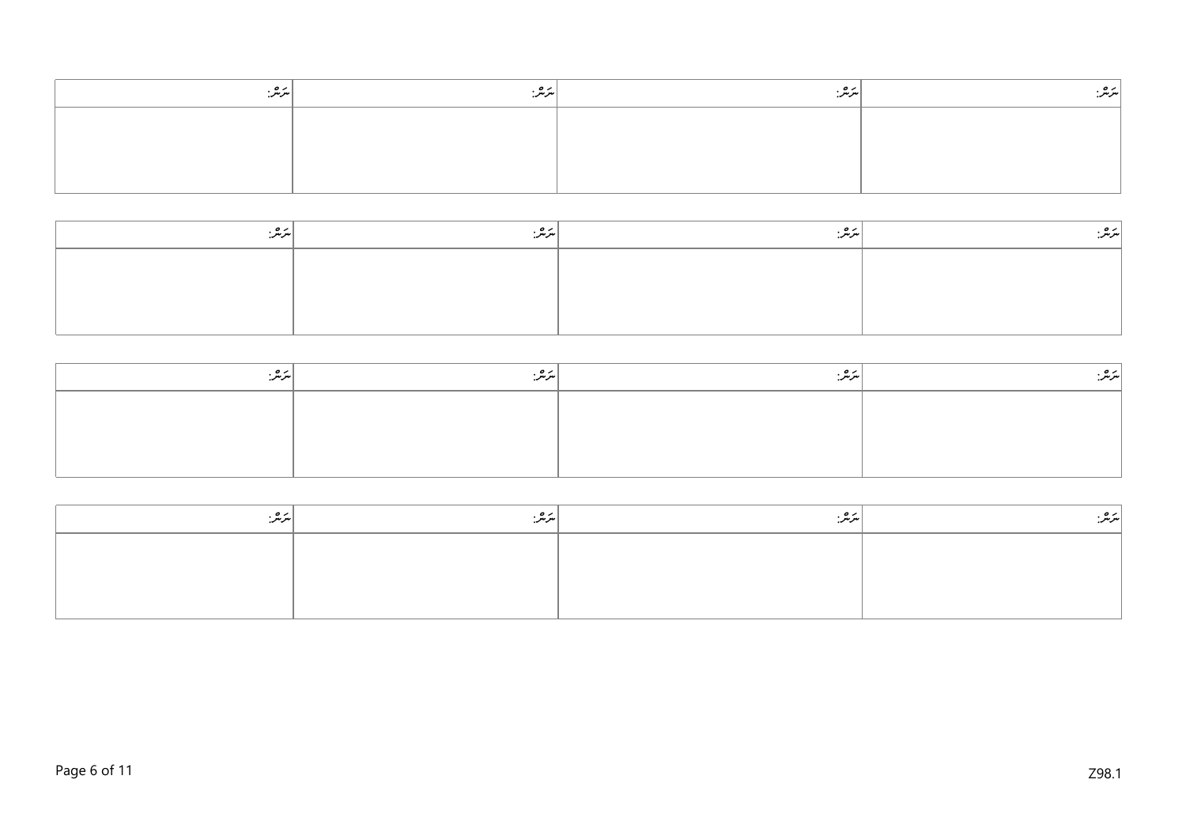| ނަރަނ: | ނަރަނ: | ނަރަނ: | ނަރަނ: |
|---|---|---|---|
| | | | |

| ނަރަނ: | ނަރަނ: | ނަރަނ: | ނަރަނ: |
|---|---|---|---|
| | | | |

| ނަރަނ: | ނަރަނ: | ނަރަނ: | ނަރަނ: |
|---|---|---|---|
| | | | |

| ނަރަނ: | ނަރަނ: | ނަރަނ: | ނަރަނ: |
|---|---|---|---|
| | | | |

Z98.1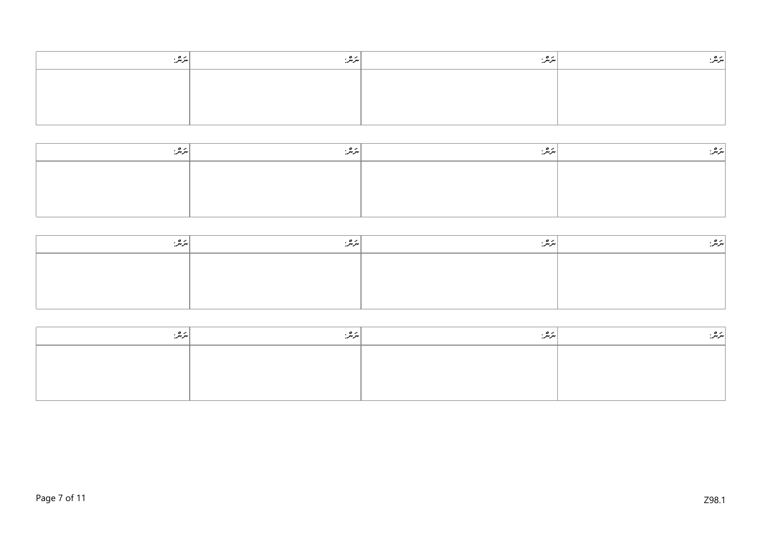| ނަންބަރު: | ނަންބަރު: | ނަންބަރު: | ނަންބަރު: |
| --- | --- | --- | --- |
| | | | |

| ނަންބަރު: | ނަންބަރު: | ނަންބަރު: | ނަންބަރު: |
| --- | --- | --- | --- |
| | | | |

| ނަންބަރު: | ނަންބަރު: | ނަންބަރު: | ނަންބަރު: |
| --- | --- | --- | --- |
| | | | |

| ނަންބަރު: | ނަންބަރު: | ނަންބަރު: | ނަންބަރު: |
| --- | --- | --- | --- |
| | | | |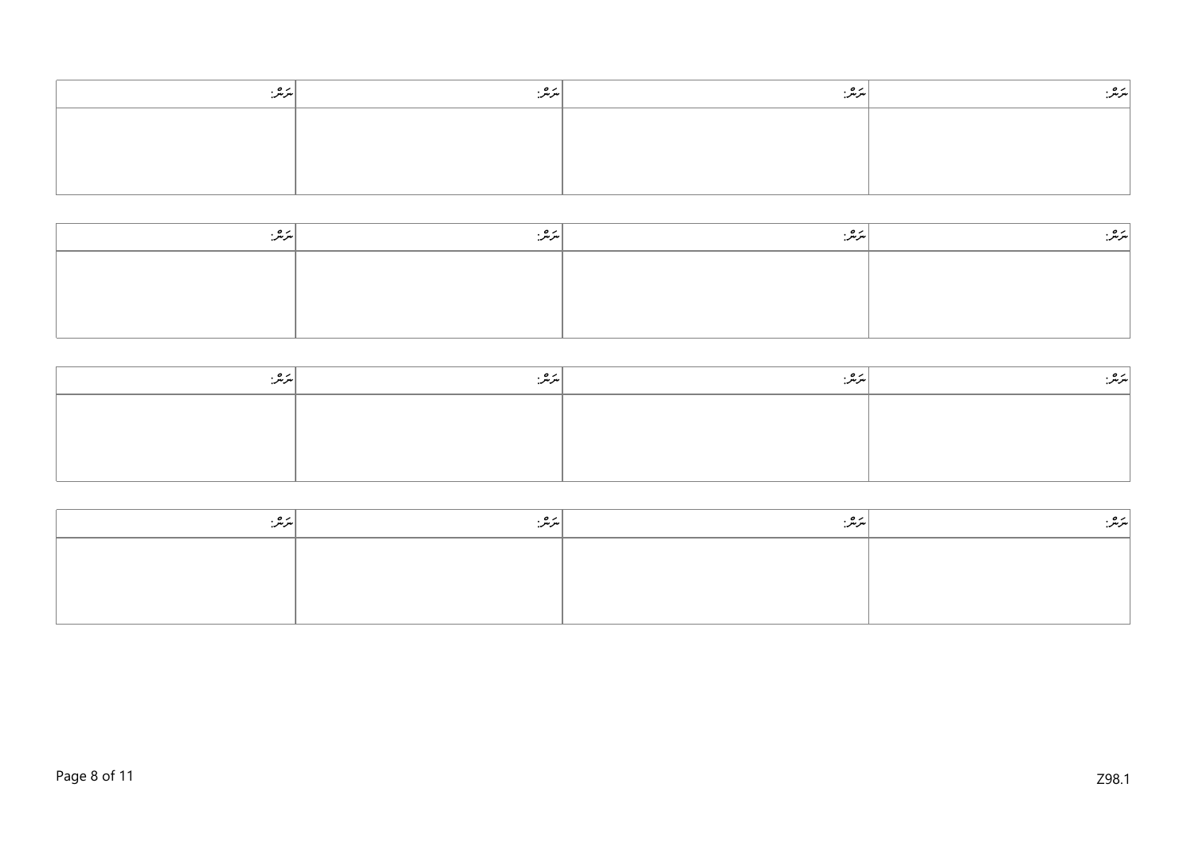| ނަރުދ: | ނަރުދ: | ނަރުދ: | ނަރުދ: |
|---|---|---|---|
| | | | |

| ނަރުދ: | ނަރުދ: | ނަރުދ: | ނަރުދ: |
|---|---|---|---|
| | | | |

| ނަރުދ: | ނަރުދ: | ނަރުދ: | ނަރުދ: |
|---|---|---|---|
| | | | |

| ނަރުދ: | ނަރުދ: | ނަރުދ: | ނަރުދ: |
|---|---|---|---|
| | | | |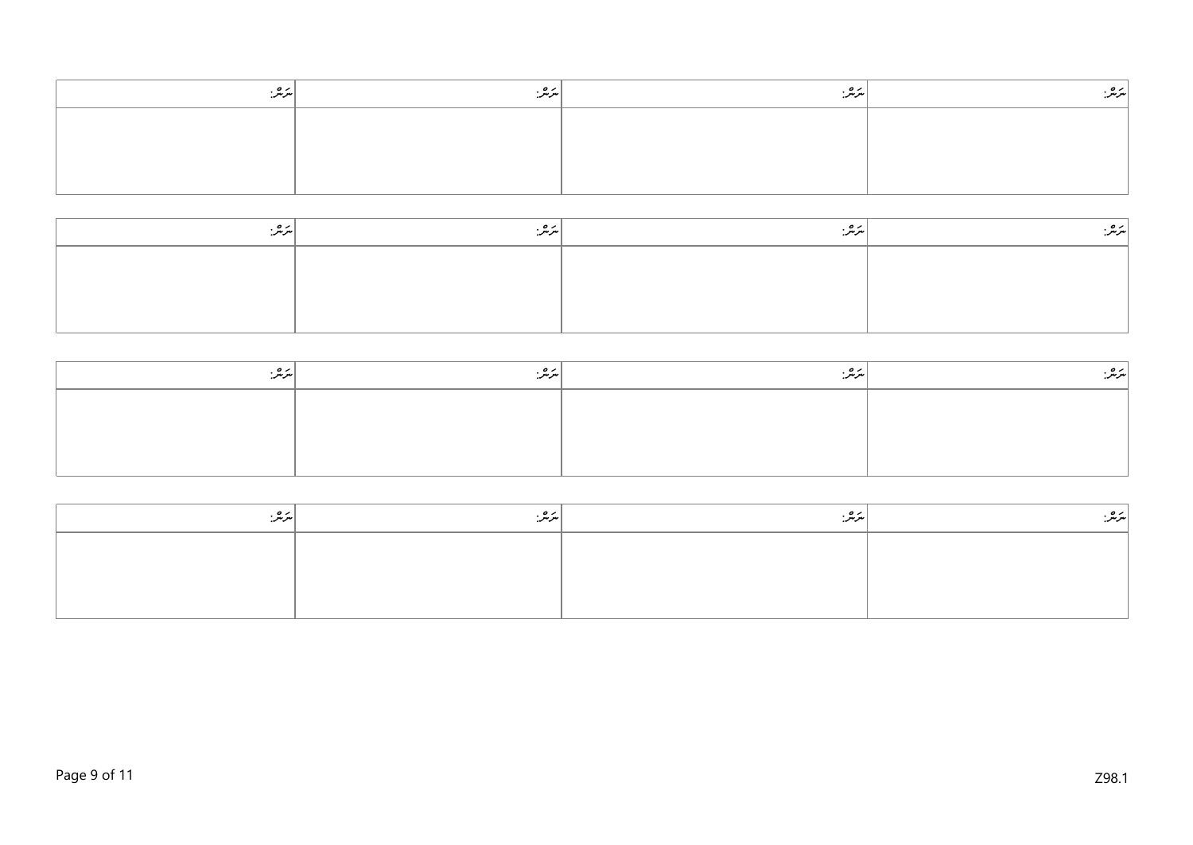| ނަރުދ: | ނަރުދ: | ނަރުދ: | ނަރުދ: |
| --- | --- | --- | --- |
| | | | |

| ނަރުދ: | ނަރުދ: | ނަރުދ: | ނަރުދ: |
| --- | --- | --- | --- |
| | | | |

| ނަރުދ: | ނަރުދ: | ނަރުދ: | ނަރުދ: |
| --- | --- | --- | --- |
| | | | |

| ނަރުދ: | ނަރުދ: | ނަރުދ: | ނަރުދ: |
| --- | --- | --- | --- |
| | | | |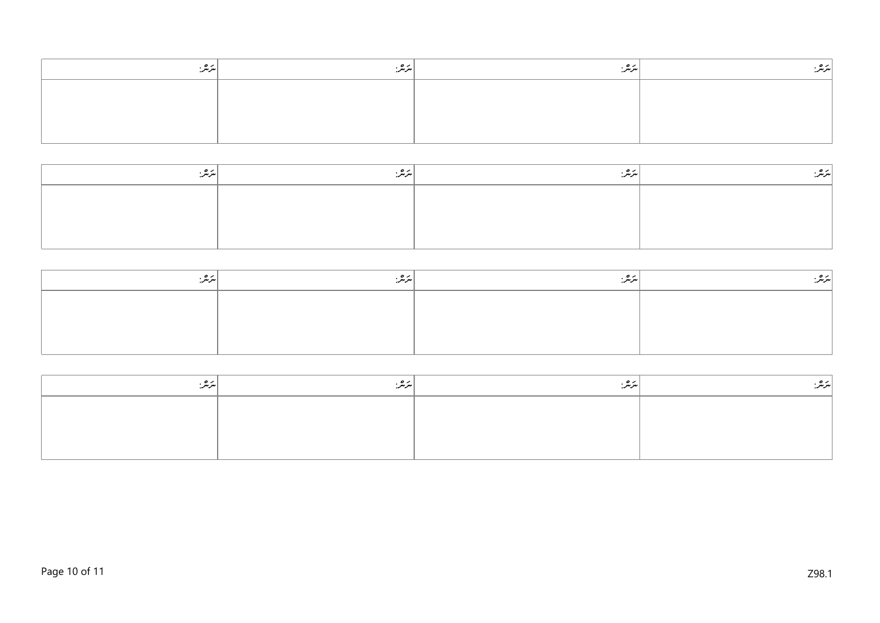| ނަރުދ: | ނަރުދ: | ނަރުދ: | ނަރުދ: |
| --- | --- | --- | --- |
| | | | |

| ނަރުދ: | ނަރުދ: | ނަރުދ: | ނަރުދ: |
| --- | --- | --- | --- |
| | | | |

| ނަރުދ: | ނަރުދ: | ނަރުދ: | ނަރުދ: |
| --- | --- | --- | --- |
| | | | |

| ނަރުދ: | ނަރުދ: | ނަރުދ: | ނަރުދ: |
| --- | --- | --- | --- |
| | | | |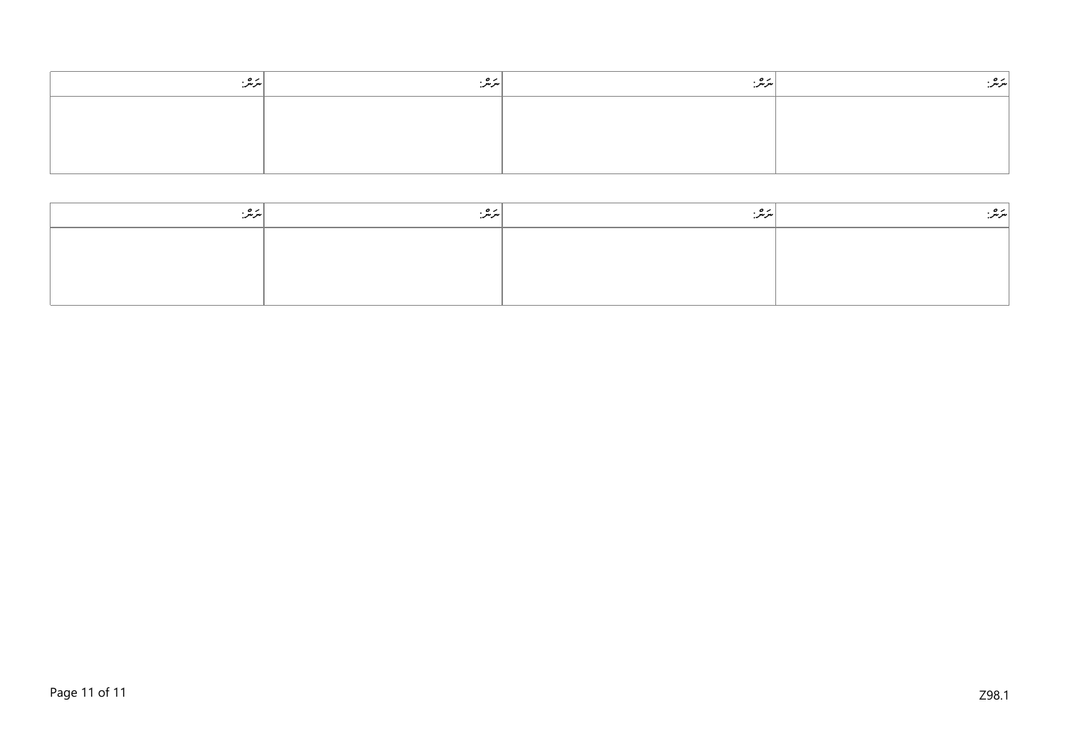| ނަރަނ: | ނަރަނ: | ނަރަނ: | ނަރަނ: |
| --- | --- | --- | --- |
| | | | |

| ނަރަނ: | ނަރަނ: | ނަރަނ: | ނަރަނ: |
| --- | --- | --- | --- |
| | | | |